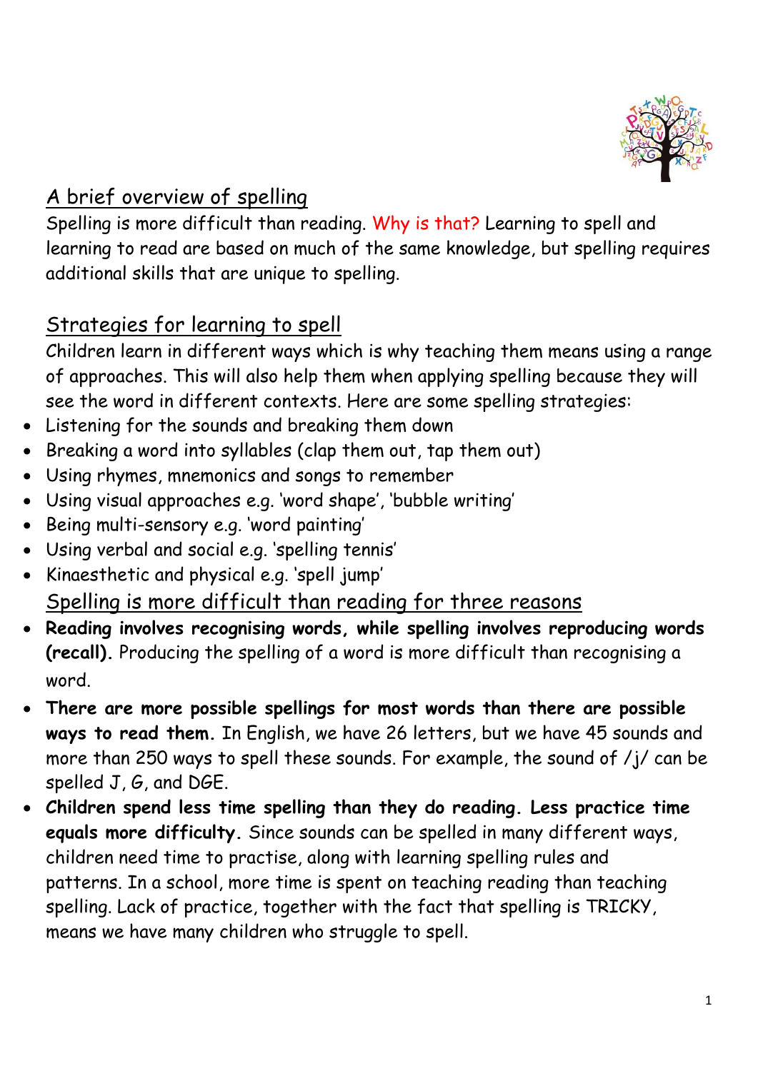## A brief overview of spelling

Spelling is more difficult than reading. Why is that? Learning to spell and learning to read are based on much of the same knowledge, but spelling requires additional skills that are unique to spelling.

## Strategies for learning to spell

Children learn in different ways which is why teaching them means using a range of approaches. This will also help them when applying spelling because they will see the word in different contexts. Here are some spelling strategies:

- Listening for the sounds and breaking them down
- Breaking a word into syllables (clap them out, tap them out)
- Using rhymes, mnemonics and songs to remember
- Using visual approaches e.g. 'word shape', 'bubble writing'
- Being multi-sensory e.g. 'word painting'
- Using verbal and social e.g. 'spelling tennis'
- Kinaesthetic and physical e.g. 'spell jump'

## Spelling is more difficult than reading for three reasons

- **Reading involves recognising words, while spelling involves reproducing words (recall).** Producing the spelling of a word is more difficult than recognising a word.
- **There are more possible spellings for most words than there are possible ways to read them.** In English, we have 26 letters, but we have 45 sounds and more than 250 ways to spell these sounds. For example, the sound of /j/ can be spelled J, G, and DGE.
- **Children spend less time spelling than they do reading. Less practice time equals more difficulty.** Since sounds can be spelled in many different ways, children need time to practise, along with learning spelling rules and patterns. In a school, more time is spent on teaching reading than teaching spelling. Lack of practice, together with the fact that spelling is TRICKY, means we have many children who struggle to spell.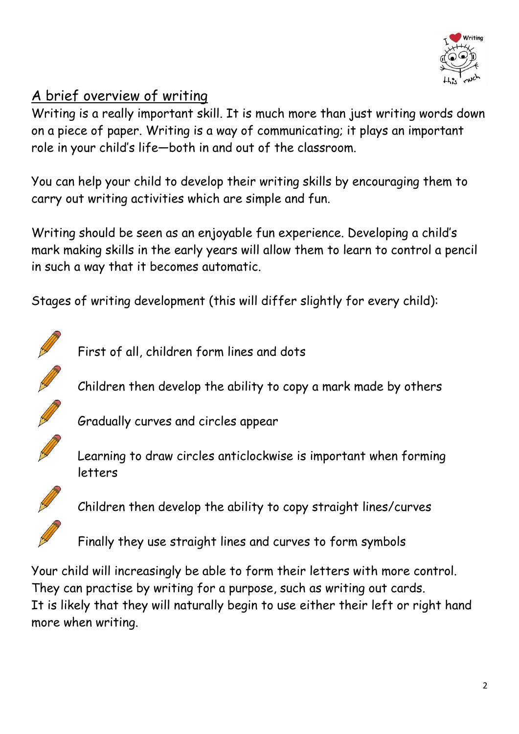## A brief overview of writing

Writing is a really important skill. It is much more than just writing words down on a piece of paper. Writing is a way of communicating; it plays an important role in your child's life—both in and out of the classroom.

You can help your child to develop their writing skills by encouraging them to carry out writing activities which are simple and fun.

Writing should be seen as an enjoyable fun experience. Developing a child's mark making skills in the early years will allow them to learn to control a pencil in such a way that it becomes automatic.

Stages of writing development (this will differ slightly for every child):

- First of all, children form lines and dots
- Children then develop the ability to copy a mark made by others
- Gradually curves and circles appear
- Learning to draw circles anticlockwise is important when forming letters
- Children then develop the ability to copy straight lines/curves
- Finally they use straight lines and curves to form symbols

Your child will increasingly be able to form their letters with more control. They can practise by writing for a purpose, such as writing out cards. It is likely that they will naturally begin to use either their left or right hand more when writing.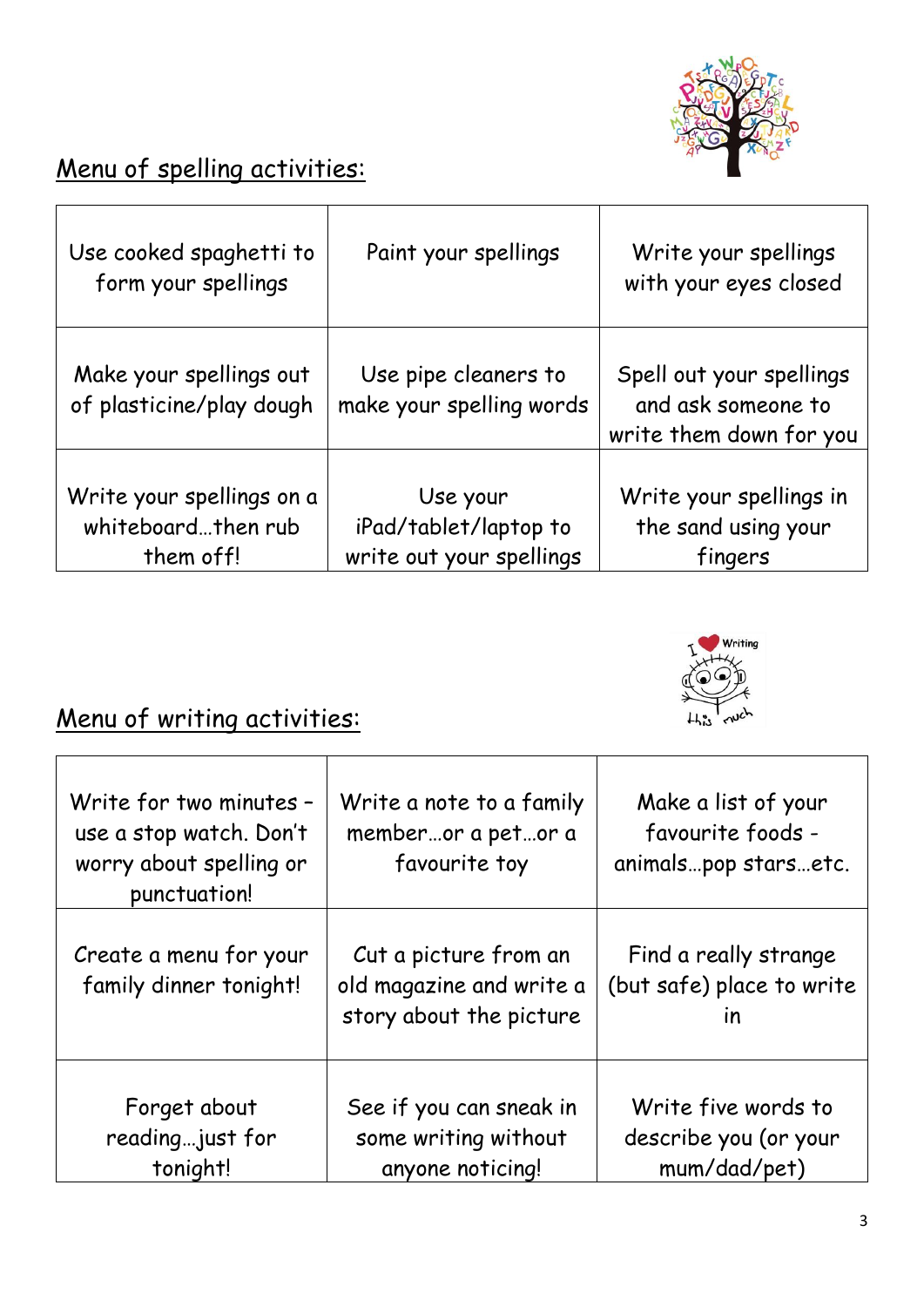## Menu of spelling activities:

| | | |
|---|---|---|
| Use cooked spaghetti to form your spellings | Paint your spellings | Write your spellings with your eyes closed |
| Make your spellings out of plasticine/play dough | Use pipe cleaners to make your spelling words | Spell out your spellings and ask someone to write them down for you |
| Write your spellings on a whiteboard…then rub them off! | Use your iPad/tablet/laptop to write out your spellings | Write your spellings in the sand using your fingers |

## Menu of writing activities:

| | | |
|---|---|---|
| Write for two minutes – use a stop watch. Don't worry about spelling or punctuation! | Write a note to a family member…or a pet…or a favourite toy | Make a list of your favourite foods - animals…pop stars…etc. |
| Create a menu for your family dinner tonight! | Cut a picture from an old magazine and write a story about the picture | Find a really strange (but safe) place to write in |
| Forget about reading…just for tonight! | See if you can sneak in some writing without anyone noticing! | Write five words to describe you (or your mum/dad/pet) |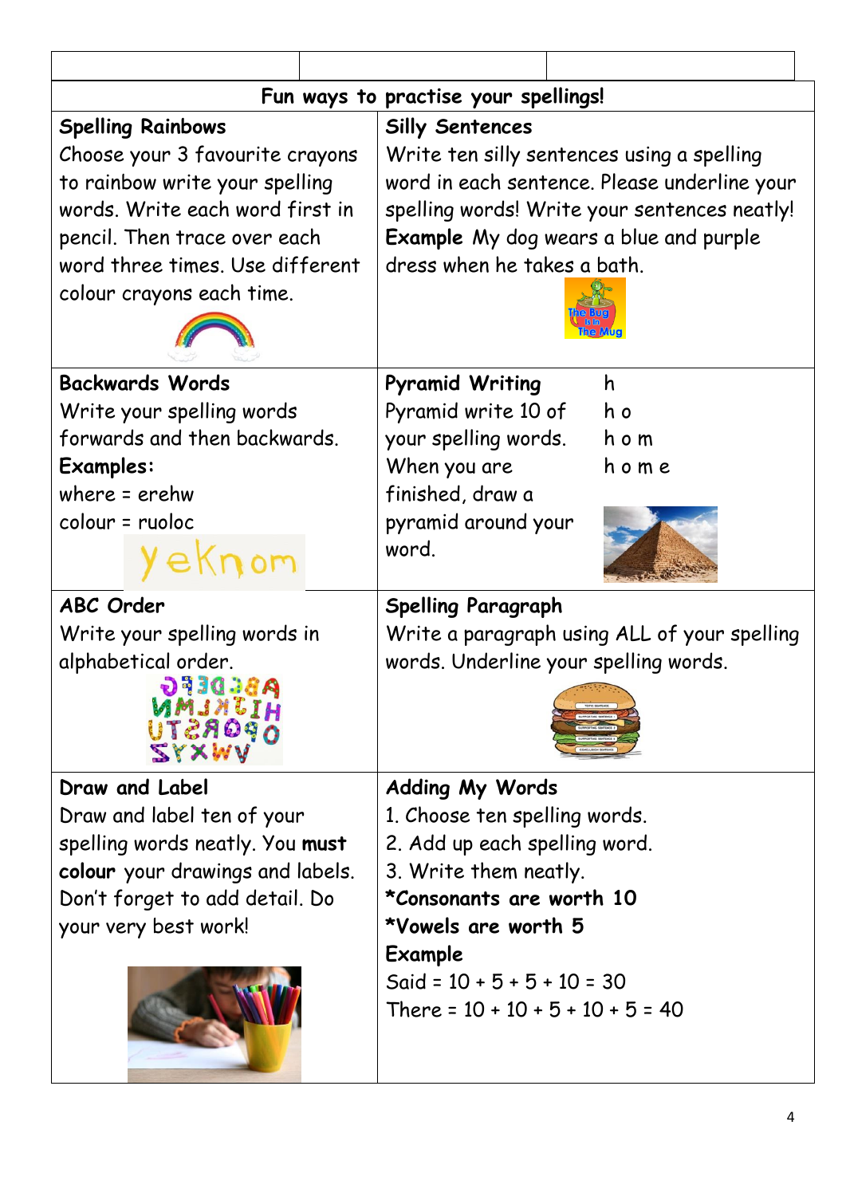## Fun ways to practise your spellings!

### Spelling Rainbows

Choose your 3 favourite crayons to rainbow write your spelling words. Write each word first in pencil. Then trace over each word three times. Use different colour crayons each time.

### Silly Sentences

Write ten silly sentences using a spelling word in each sentence. Please underline your spelling words! Write your sentences neatly!

**Example** My dog wears a blue and purple dress when he takes a bath.

### Backwards Words

Write your spelling words forwards and then backwards.

**Examples:**

where = erehw

colour = ruoloc

### Pyramid Writing

Pyramid write 10 of your spelling words. When you are finished, draw a pyramid around your word.

h

h o

h o m

h o m e

### ABC Order

Write your spelling words in alphabetical order.

### Spelling Paragraph

Write a paragraph using ALL of your spelling words. Underline your spelling words.

### Draw and Label

Draw and label ten of your spelling words neatly. You **must colour** your drawings and labels. Don't forget to add detail. Do your very best work!

### Adding My Words

1. Choose ten spelling words.
2. Add up each spelling word.
3. Write them neatly.

***Consonants are worth 10**

***Vowels are worth 5**

**Example**

Said = 10 + 5 + 5 + 10 = 30

There = 10 + 10 + 5 + 10 + 5 = 40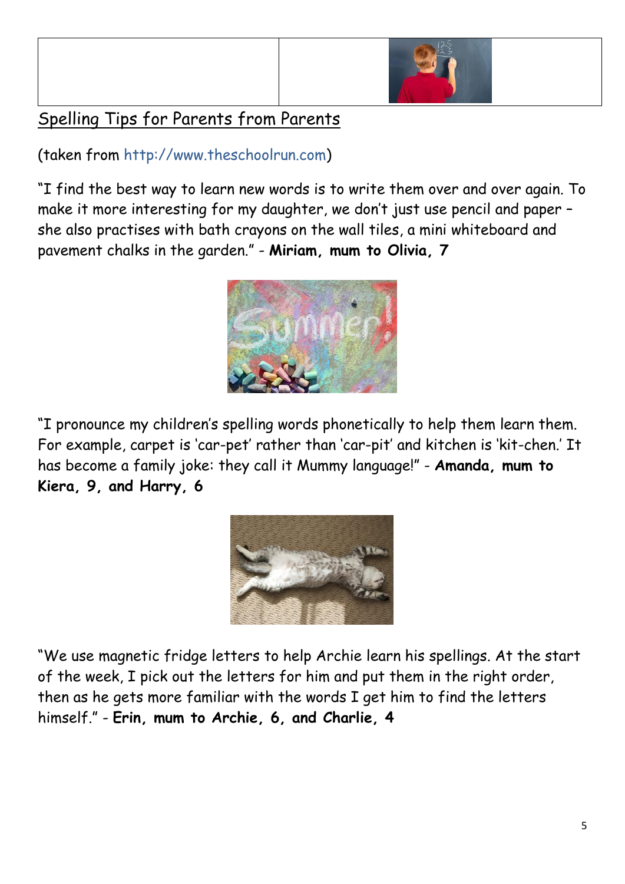## Spelling Tips for Parents from Parents

(taken from http://www.theschoolrun.com)

"I find the best way to learn new words is to write them over and over again. To make it more interesting for my daughter, we don't just use pencil and paper – she also practises with bath crayons on the wall tiles, a mini whiteboard and pavement chalks in the garden." - **Miriam, mum to Olivia, 7**

"I pronounce my children's spelling words phonetically to help them learn them. For example, carpet is 'car-pet' rather than 'car-pit' and kitchen is 'kit-chen.' It has become a family joke: they call it Mummy language!" - **Amanda, mum to Kiera, 9, and Harry, 6**

"We use magnetic fridge letters to help Archie learn his spellings. At the start of the week, I pick out the letters for him and put them in the right order, then as he gets more familiar with the words I get him to find the letters himself." - **Erin, mum to Archie, 6, and Charlie, 4**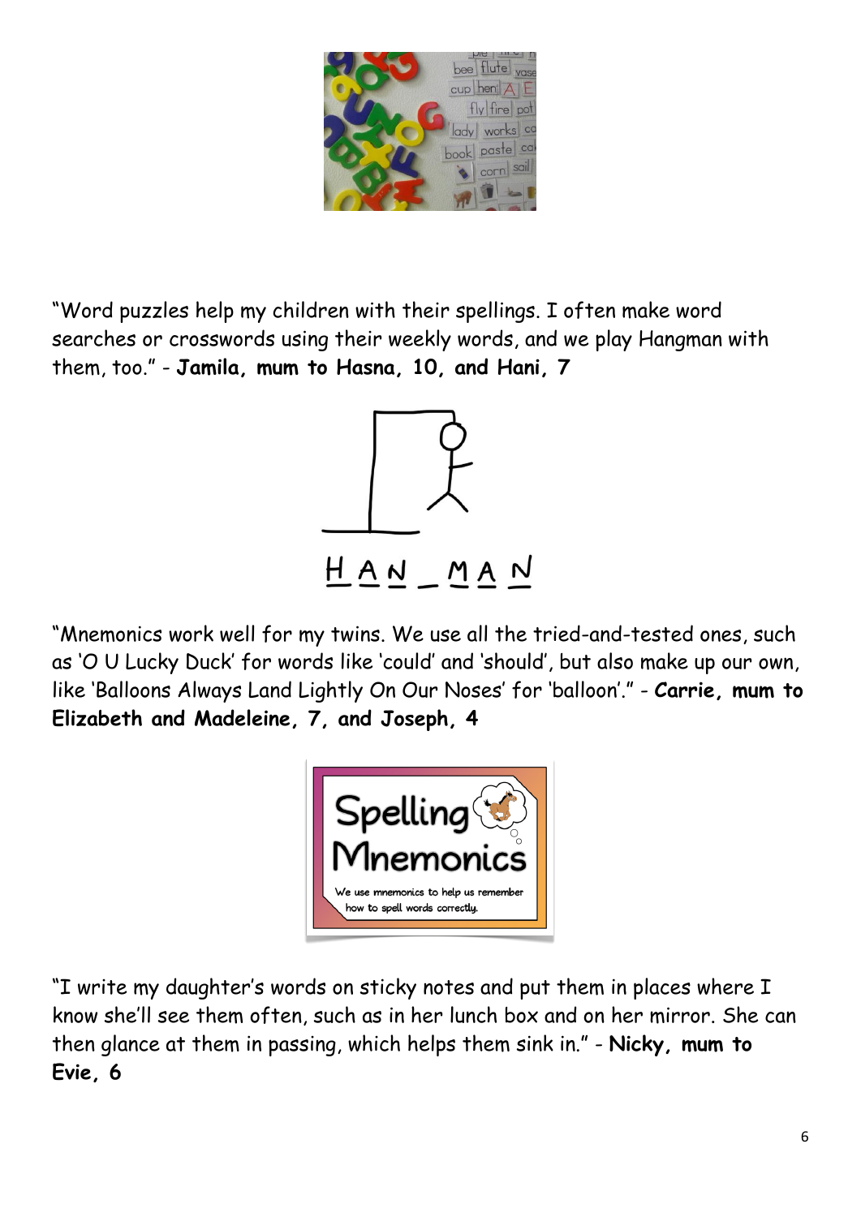"Word puzzles help my children with their spellings. I often make word searches or crosswords using their weekly words, and we play Hangman with them, too." - **Jamila, mum to Hasna, 10, and Hani, 7**

"Mnemonics work well for my twins. We use all the tried-and-tested ones, such as 'O U Lucky Duck' for words like 'could' and 'should', but also make up our own, like 'Balloons Always Land Lightly On Our Noses' for 'balloon'." - **Carrie, mum to Elizabeth and Madeleine, 7, and Joseph, 4**

"I write my daughter's words on sticky notes and put them in places where I know she'll see them often, such as in her lunch box and on her mirror. She can then glance at them in passing, which helps them sink in." - **Nicky, mum to Evie, 6**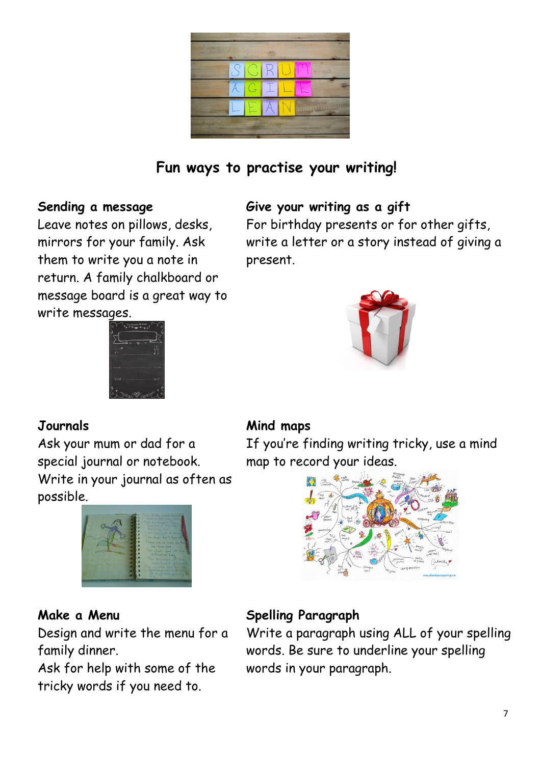## Fun ways to practise your writing!

**Sending a message**
Leave notes on pillows, desks, mirrors for your family. Ask them to write you a note in return. A family chalkboard or message board is a great way to write messages.

**Give your writing as a gift**
For birthday presents or for other gifts, write a letter or a story instead of giving a present.

**Journals**
Ask your mum or dad for a special journal or notebook. Write in your journal as often as possible.

**Mind maps**
If you're finding writing tricky, use a mind map to record your ideas.

**Make a Menu**
Design and write the menu for a family dinner.
Ask for help with some of the tricky words if you need to.

**Spelling Paragraph**
Write a paragraph using ALL of your spelling words. Be sure to underline your spelling words in your paragraph.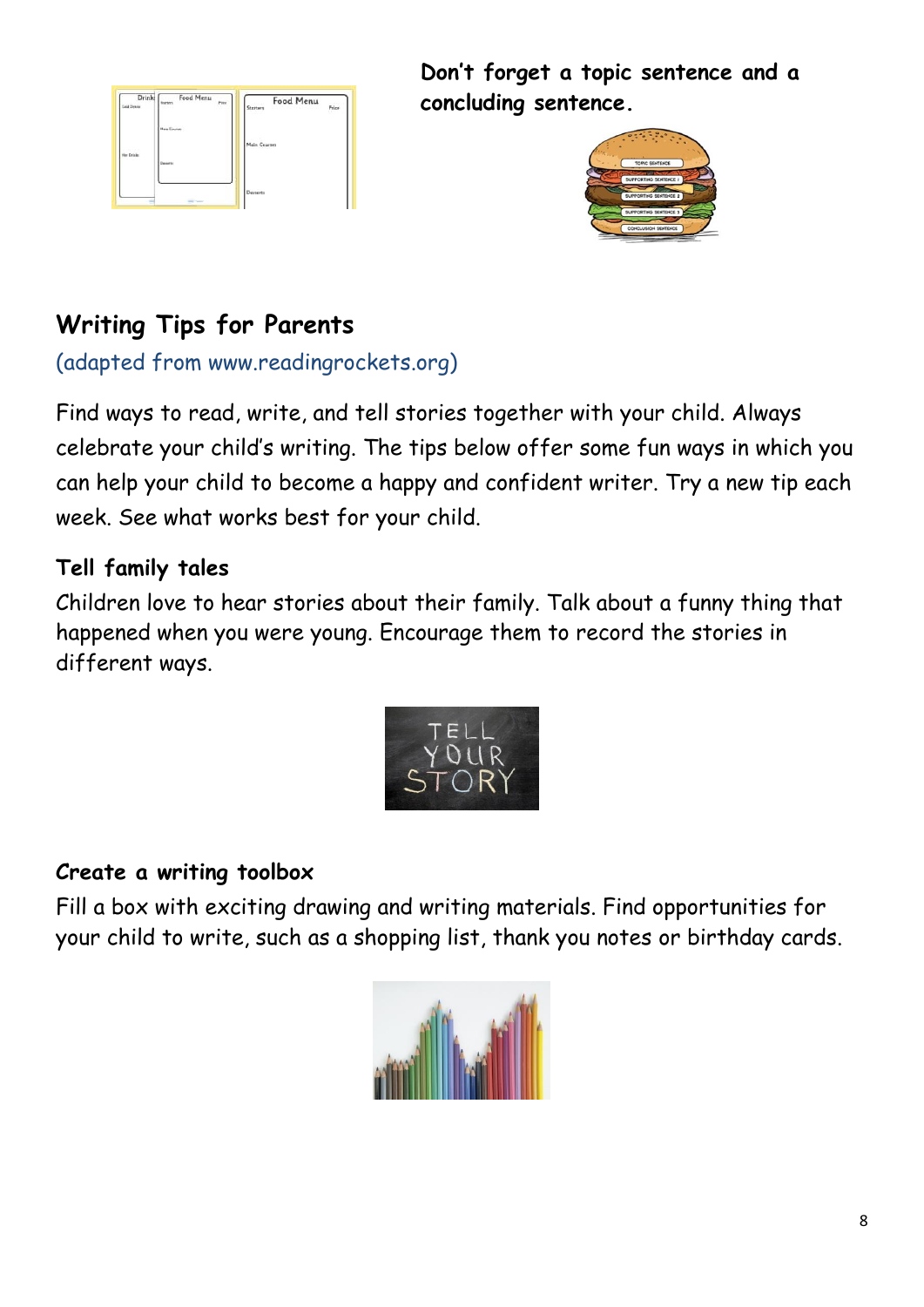**Don't forget a topic sentence and a concluding sentence.**

## Writing Tips for Parents

(adapted from www.readingrockets.org)

Find ways to read, write, and tell stories together with your child. Always celebrate your child's writing. The tips below offer some fun ways in which you can help your child to become a happy and confident writer. Try a new tip each week. See what works best for your child.

### Tell family tales

Children love to hear stories about their family. Talk about a funny thing that happened when you were young. Encourage them to record the stories in different ways.

### *Create a writing toolbox*

Fill a box with exciting drawing and writing materials. Find opportunities for your child to write, such as a shopping list, thank you notes or birthday cards.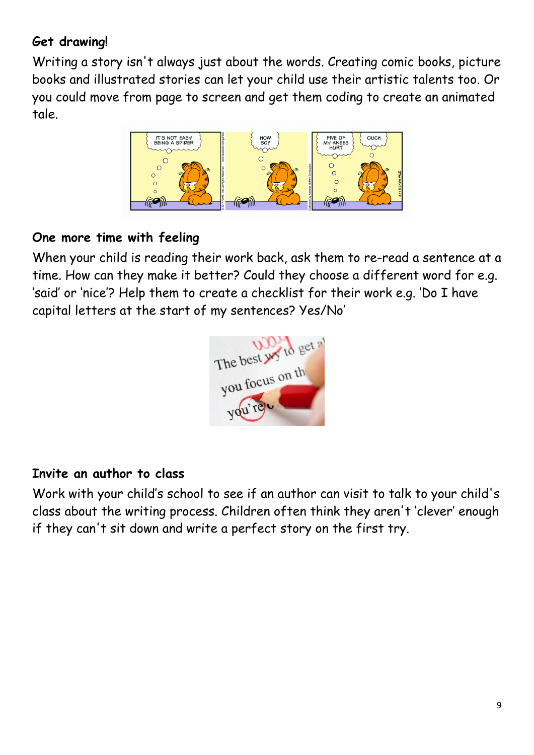**Get drawing!**

Writing a story isn't always just about the words. Creating comic books, picture books and illustrated stories can let your child use their artistic talents too. Or you could move from page to screen and get them coding to create an animated tale.

**One more time with feeling**

When your child is reading their work back, ask them to re-read a sentence at a time. How can they make it better? Could they choose a different word for e.g. 'said' or 'nice'? Help them to create a checklist for their work e.g. 'Do I have capital letters at the start of my sentences? Yes/No'

**Invite an author to class**

Work with your child's school to see if an author can visit to talk to your child's class about the writing process. Children often think they aren't 'clever' enough if they can't sit down and write a perfect story on the first try.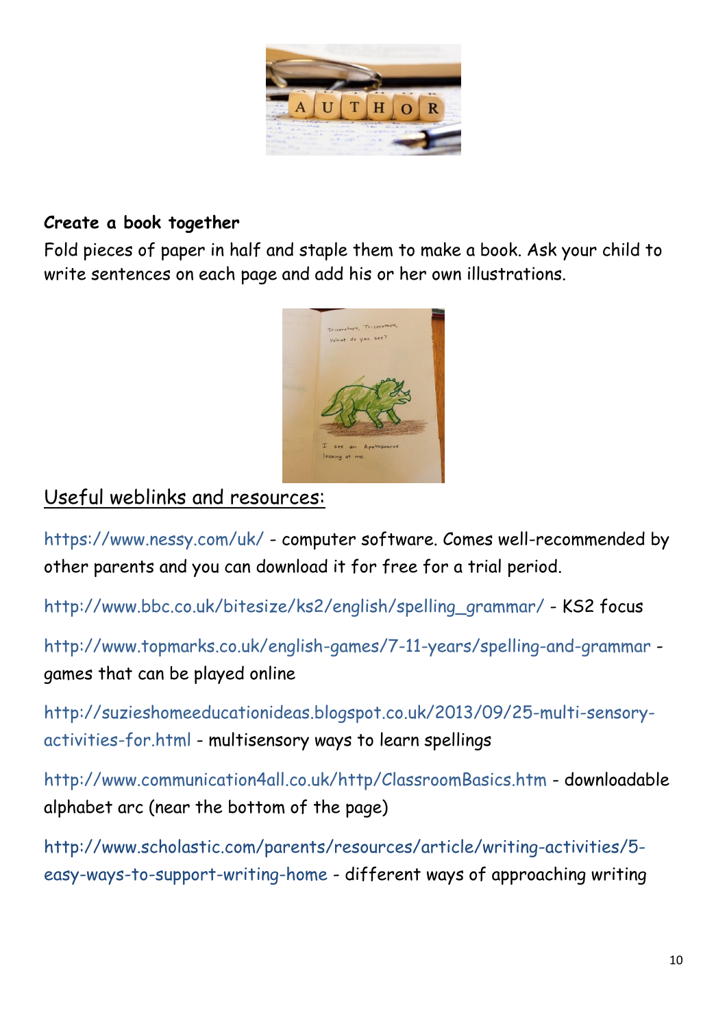**Create a book together**

Fold pieces of paper in half and staple them to make a book. Ask your child to write sentences on each page and add his or her own illustrations.

## Useful weblinks and resources:

https://www.nessy.com/uk/ - computer software. Comes well-recommended by other parents and you can download it for free for a trial period.

http://www.bbc.co.uk/bitesize/ks2/english/spelling_grammar/ - KS2 focus

http://www.topmarks.co.uk/english-games/7-11-years/spelling-and-grammar - games that can be played online

http://suzieshomeeducationideas.blogspot.co.uk/2013/09/25-multi-sensory-activities-for.html - multisensory ways to learn spellings

http://www.communication4all.co.uk/http/ClassroomBasics.htm - downloadable alphabet arc (near the bottom of the page)

http://www.scholastic.com/parents/resources/article/writing-activities/5-easy-ways-to-support-writing-home - different ways of approaching writing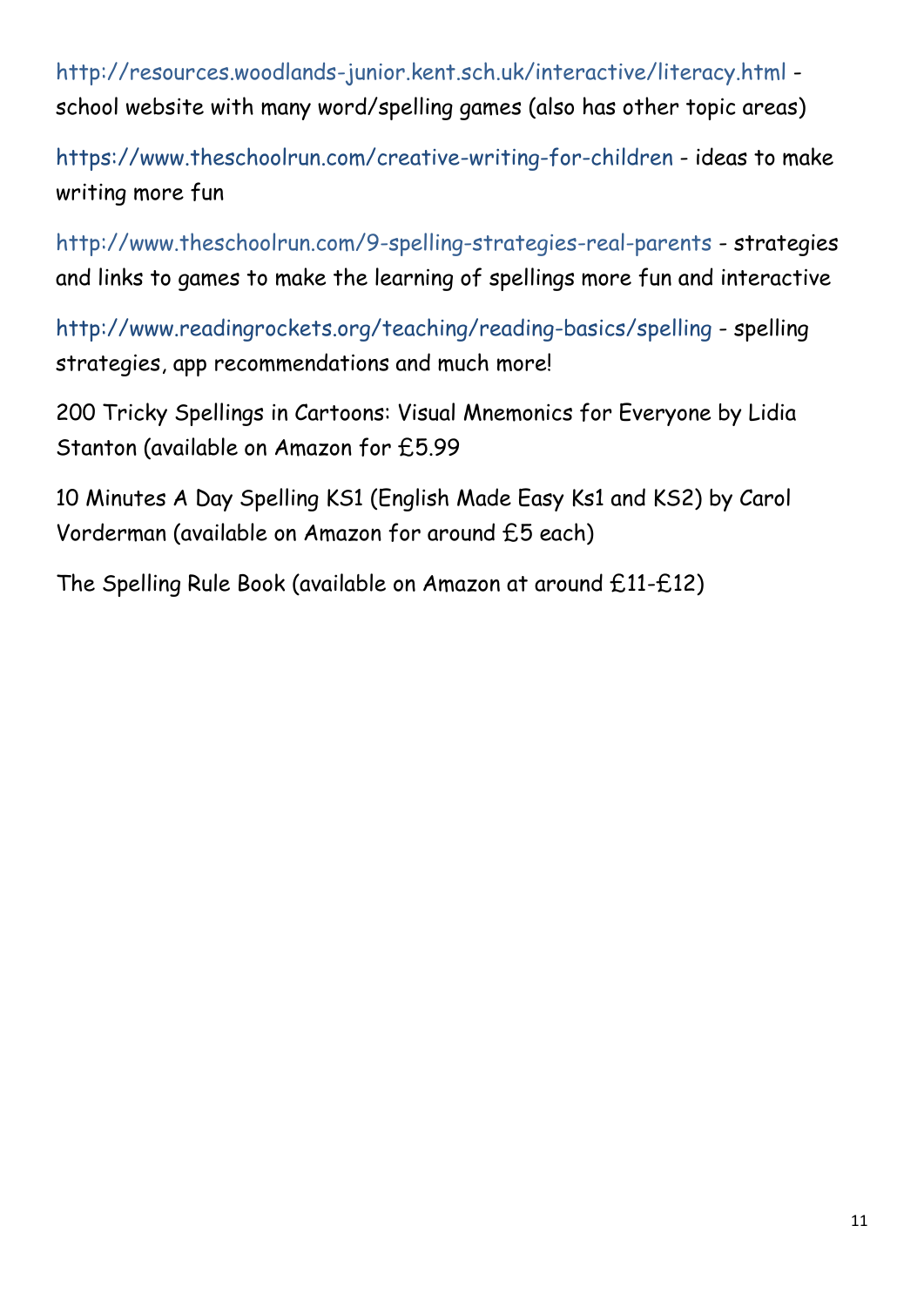http://resources.woodlands-junior.kent.sch.uk/interactive/literacy.html - school website with many word/spelling games (also has other topic areas)

https://www.theschoolrun.com/creative-writing-for-children - ideas to make writing more fun

http://www.theschoolrun.com/9-spelling-strategies-real-parents - strategies and links to games to make the learning of spellings more fun and interactive

http://www.readingrockets.org/teaching/reading-basics/spelling - spelling strategies, app recommendations and much more!

200 Tricky Spellings in Cartoons: Visual Mnemonics for Everyone by Lidia Stanton (available on Amazon for £5.99

10 Minutes A Day Spelling KS1 (English Made Easy Ks1 and KS2) by Carol Vorderman (available on Amazon for around £5 each)

The Spelling Rule Book (available on Amazon at around £11-£12)